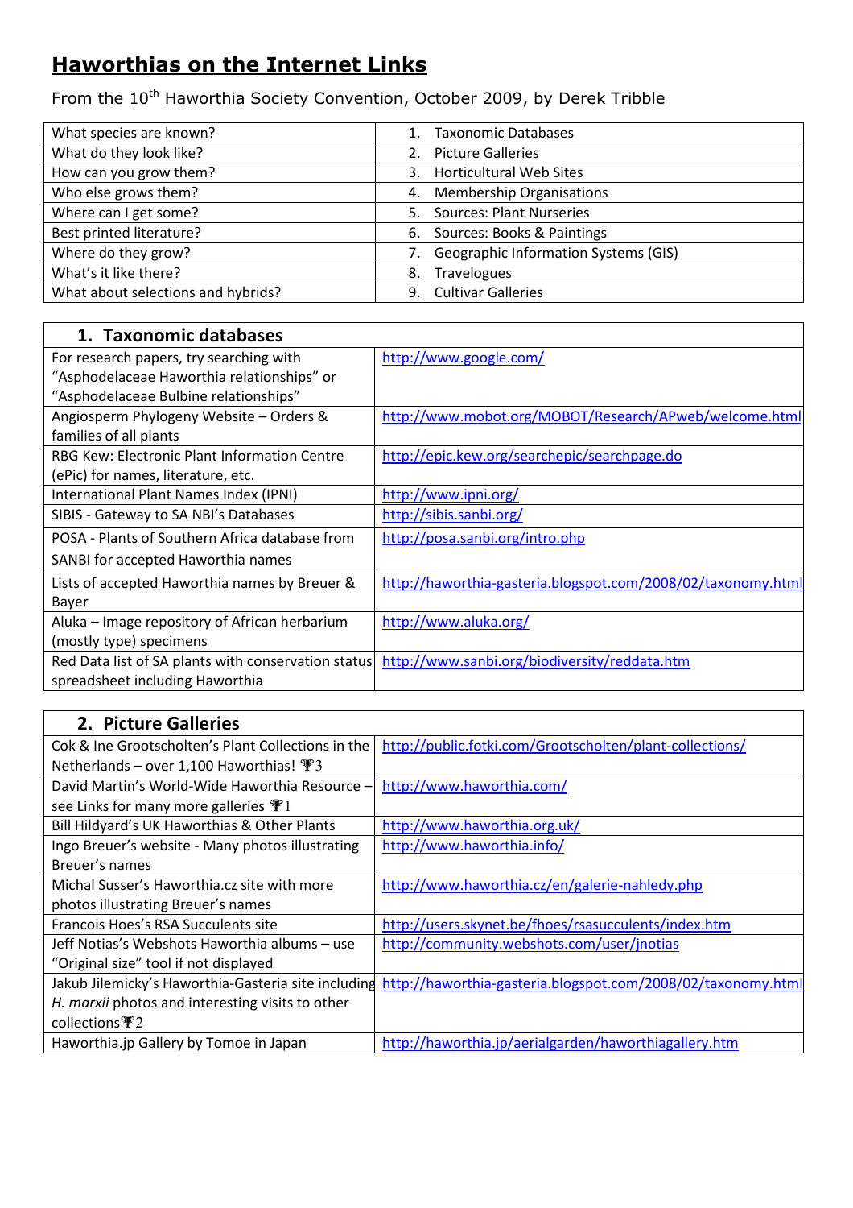# Haworthias on the Internet Links

From the 10th Haworthia Society Convention, October 2009, by Derek Tribble

| | |
|---|---|
| What species are known? | 1. Taxonomic Databases |
| What do they look like? | 2. Picture Galleries |
| How can you grow them? | 3. Horticultural Web Sites |
| Who else grows them? | 4. Membership Organisations |
| Where can I get some? | 5. Sources: Plant Nurseries |
| Best printed literature? | 6. Sources: Books & Paintings |
| Where do they grow? | 7. Geographic Information Systems (GIS) |
| What's it like there? | 8. Travelogues |
| What about selections and hybrids? | 9. Cultivar Galleries |

## 1. Taxonomic databases

| | |
|---|---|
| For research papers, try searching with "Asphodelaceae Haworthia relationships" or "Asphodelaceae Bulbine relationships" | http://www.google.com/ |
| Angiosperm Phylogeny Website – Orders & families of all plants | http://www.mobot.org/MOBOT/Research/APweb/welcome.html |
| RBG Kew: Electronic Plant Information Centre (ePic) for names, literature, etc. | http://epic.kew.org/searchepic/searchpage.do |
| International Plant Names Index (IPNI) | http://www.ipni.org/ |
| SIBIS - Gateway to SA NBI's Databases | http://sibis.sanbi.org/ |
| POSA - Plants of Southern Africa database from SANBI for accepted Haworthia names | http://posa.sanbi.org/intro.php |
| Lists of accepted Haworthia names by Breuer & Bayer | http://haworthia-gasteria.blogspot.com/2008/02/taxonomy.html |
| Aluka – Image repository of African herbarium (mostly type) specimens | http://www.aluka.org/ |
| Red Data list of SA plants with conservation status spreadsheet including Haworthia | http://www.sanbi.org/biodiversity/reddata.htm |

## 2. Picture Galleries

| | |
|---|---|
| Cok & Ine Grootscholten's Plant Collections in the Netherlands – over 1,100 Haworthias! 🏆3 | http://public.fotki.com/Grootscholten/plant-collections/ |
| David Martin's World-Wide Haworthia Resource – see Links for many more galleries 🏆1 | http://www.haworthia.com/ |
| Bill Hildyard's UK Haworthias & Other Plants | http://www.haworthia.org.uk/ |
| Ingo Breuer's website - Many photos illustrating Breuer's names | http://www.haworthia.info/ |
| Michal Susser's Haworthia.cz site with more photos illustrating Breuer's names | http://www.haworthia.cz/en/galerie-nahledy.php |
| Francois Hoes's RSA Succulents site | http://users.skynet.be/fhoes/rsasucculents/index.htm |
| Jeff Notias's Webshots Haworthia albums – use "Original size" tool if not displayed | http://community.webshots.com/user/jnotias |
| Jakub Jilemicky's Haworthia-Gasteria site including *H. marxii* photos and interesting visits to other collections 🏆2 | http://haworthia-gasteria.blogspot.com/2008/02/taxonomy.html |
| Haworthia.jp Gallery by Tomoe in Japan | http://haworthia.jp/aerialgarden/haworthiagallery.htm |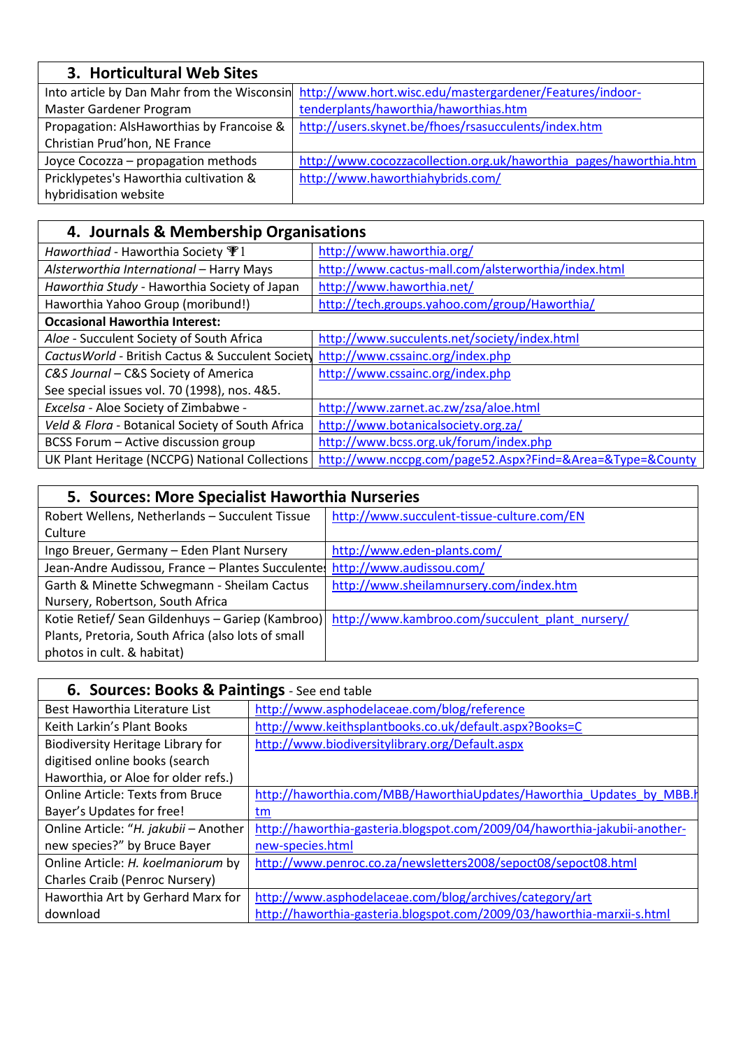| 3. Horticultural Web Sites | |
|---|---|
| Into article by Dan Mahr from the Wisconsin Master Gardener Program | http://www.hort.wisc.edu/mastergardener/Features/indoor-tenderplants/haworthia/haworthias.htm |
| Propagation: AlsHaworthias by Francoise & Christian Prud'hon, NE France | http://users.skynet.be/fhoes/rsasucculents/index.htm |
| Joyce Cocozza – propagation methods | http://www.cocozzacollection.org.uk/haworthia_pages/haworthia.htm |
| Pricklypetes's Haworthia cultivation & hybridisation website | http://www.haworthiahybrids.com/ |

| 4. Journals & Membership Organisations | |
|---|---|
| *Haworthiad* - Haworthia Society 🏆1 | http://www.haworthia.org/ |
| *Alsterworthia International* – Harry Mays | http://www.cactus-mall.com/alsterworthia/index.html |
| *Haworthia Study* - Haworthia Society of Japan | http://www.haworthia.net/ |
| Haworthia Yahoo Group (moribund!) | http://tech.groups.yahoo.com/group/Haworthia/ |
| **Occasional Haworthia Interest:** | |
| *Aloe* - Succulent Society of South Africa | http://www.succulents.net/society/index.html |
| *CactusWorld* - British Cactus & Succulent Society | http://www.cssainc.org/index.php |
| *C&S Journal* – C&S Society of America<br>See special issues vol. 70 (1998), nos. 4&5. | http://www.cssainc.org/index.php |
| *Excelsa* - Aloe Society of Zimbabwe - | http://www.zarnet.ac.zw/zsa/aloe.html |
| *Veld & Flora* - Botanical Society of South Africa | http://www.botanicalsociety.org.za/ |
| BCSS Forum – Active discussion group | http://www.bcss.org.uk/forum/index.php |
| UK Plant Heritage (NCCPG) National Collections | http://www.nccpg.com/page52.Aspx?Find=&Area=&Type=&County |

| 5. Sources: More Specialist Haworthia Nurseries | |
|---|---|
| Robert Wellens, Netherlands – Succulent Tissue Culture | http://www.succulent-tissue-culture.com/EN |
| Ingo Breuer, Germany – Eden Plant Nursery | http://www.eden-plants.com/ |
| Jean-Andre Audissou, France – Plantes Succulentes | http://www.audissou.com/ |
| Garth & Minette Schwegmann - Sheilam Cactus Nursery, Robertson, South Africa | http://www.sheilamnursery.com/index.htm |
| Kotie Retief/ Sean Gildenhuys – Gariep (Kambroo) Plants, Pretoria, South Africa (also lots of small photos in cult. & habitat) | http://www.kambroo.com/succulent_plant_nursery/ |

| 6. Sources: Books & Paintings - See end table | |
|---|---|
| Best Haworthia Literature List | http://www.asphodelaceae.com/blog/reference |
| Keith Larkin's Plant Books | http://www.keithsplantbooks.co.uk/default.aspx?Books=C |
| Biodiversity Heritage Library for digitised online books (search Haworthia, or Aloe for older refs.) | http://www.biodiversitylibrary.org/Default.aspx |
| Online Article: Texts from Bruce Bayer's Updates for free! | http://haworthia.com/MBB/HaworthiaUpdates/Haworthia_Updates_by_MBB.htm |
| Online Article: "*H. jakubii* – Another new species?" by Bruce Bayer | http://haworthia-gasteria.blogspot.com/2009/04/haworthia-jakubii-another-new-species.html |
| Online Article: *H. koelmaniorum* by Charles Craib (Penroc Nursery) | http://www.penroc.co.za/newsletters2008/sepoct08/sepoct08.html |
| Haworthia Art by Gerhard Marx for download | http://www.asphodelaceae.com/blog/archives/category/art<br>http://haworthia-gasteria.blogspot.com/2009/03/haworthia-marxii-s.html |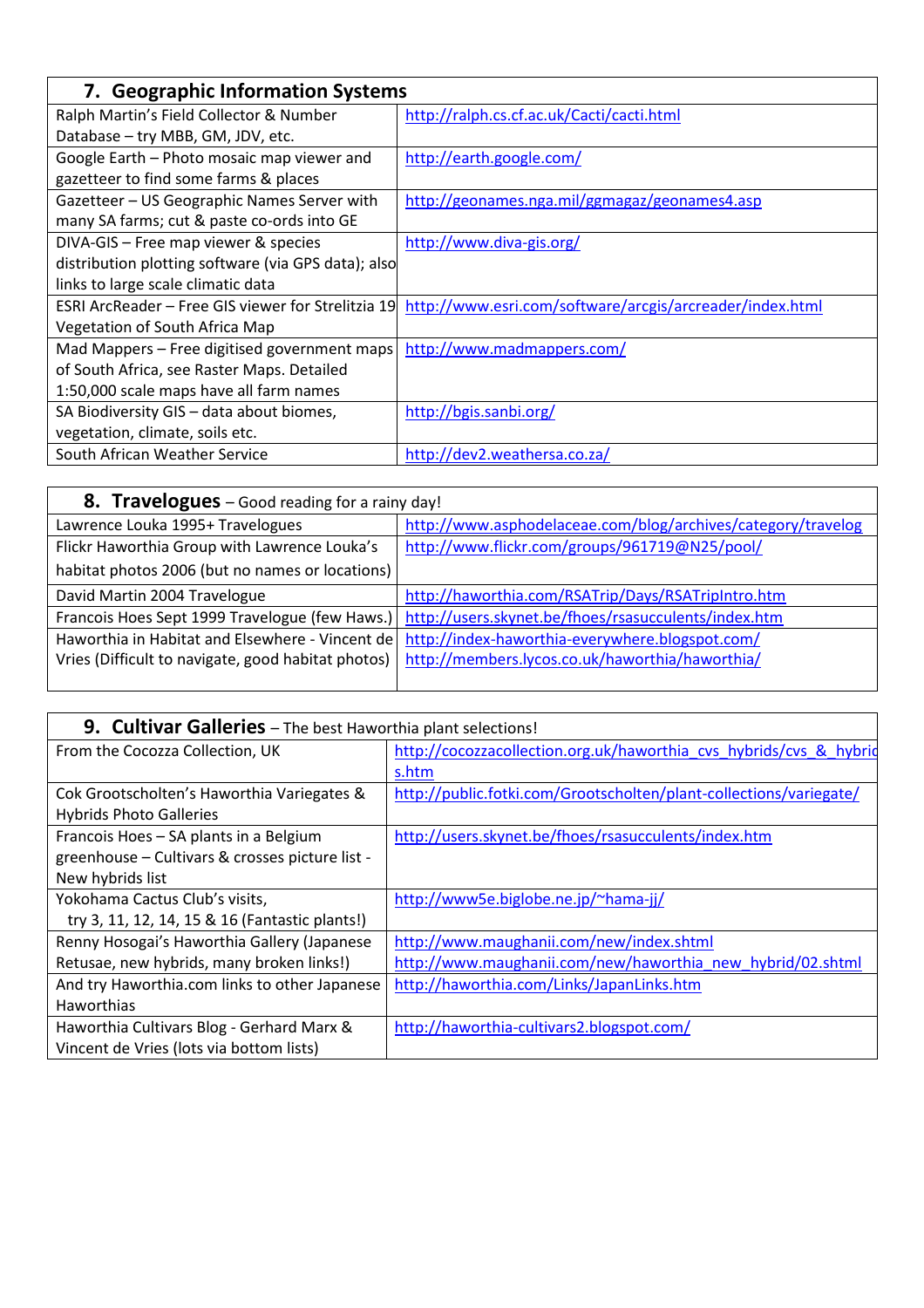| 7. Geographic Information Systems | |
|---|---|
| Ralph Martin's Field Collector & Number Database – try MBB, GM, JDV, etc. | http://ralph.cs.cf.ac.uk/Cacti/cacti.html |
| Google Earth – Photo mosaic map viewer and gazetteer to find some farms & places | http://earth.google.com/ |
| Gazetteer – US Geographic Names Server with many SA farms; cut & paste co-ords into GE | http://geonames.nga.mil/ggmagaz/geonames4.asp |
| DIVA-GIS – Free map viewer & species distribution plotting software (via GPS data); also links to large scale climatic data | http://www.diva-gis.org/ |
| ESRI ArcReader – Free GIS viewer for Strelitzia 19 Vegetation of South Africa Map | http://www.esri.com/software/arcgis/arcreader/index.html |
| Mad Mappers – Free digitised government maps of South Africa, see Raster Maps. Detailed 1:50,000 scale maps have all farm names | http://www.madmappers.com/ |
| SA Biodiversity GIS – data about biomes, vegetation, climate, soils etc. | http://bgis.sanbi.org/ |
| South African Weather Service | http://dev2.weathersa.co.za/ |

| 8. Travelogues – Good reading for a rainy day! | |
|---|---|
| Lawrence Louka 1995+ Travelogues | http://www.asphodelaceae.com/blog/archives/category/travelog |
| Flickr Haworthia Group with Lawrence Louka's habitat photos 2006 (but no names or locations) | http://www.flickr.com/groups/961719@N25/pool/ |
| David Martin 2004 Travelogue | http://haworthia.com/RSATrip/Days/RSATripIntro.htm |
| Francois Hoes Sept 1999 Travelogue (few Haws.) | http://users.skynet.be/fhoes/rsasucculents/index.htm |
| Haworthia in Habitat and Elsewhere - Vincent de Vries (Difficult to navigate, good habitat photos) | http://index-haworthia-everywhere.blogspot.com/ http://members.lycos.co.uk/haworthia/haworthia/ |

| 9. Cultivar Galleries – The best Haworthia plant selections! | |
|---|---|
| From the Cocozza Collection, UK | http://cocozzacollection.org.uk/haworthia_cvs_hybrids/cvs_&_hybrids.htm |
| Cok Grootscholten's Haworthia Variegates & Hybrids Photo Galleries | http://public.fotki.com/Grootscholten/plant-collections/variegate/ |
| Francois Hoes – SA plants in a Belgium greenhouse – Cultivars & crosses picture list - New hybrids list | http://users.skynet.be/fhoes/rsasucculents/index.htm |
| Yokohama Cactus Club's visits, try 3, 11, 12, 14, 15 & 16 (Fantastic plants!) | http://www5e.biglobe.ne.jp/~hama-jj/ |
| Renny Hosogai's Haworthia Gallery (Japanese Retusae, new hybrids, many broken links!) | http://www.maughanii.com/new/index.shtml http://www.maughanii.com/new/haworthia_new_hybrid/02.shtml |
| And try Haworthia.com links to other Japanese Haworthias | http://haworthia.com/Links/JapanLinks.htm |
| Haworthia Cultivars Blog - Gerhard Marx & Vincent de Vries (lots via bottom lists) | http://haworthia-cultivars2.blogspot.com/ |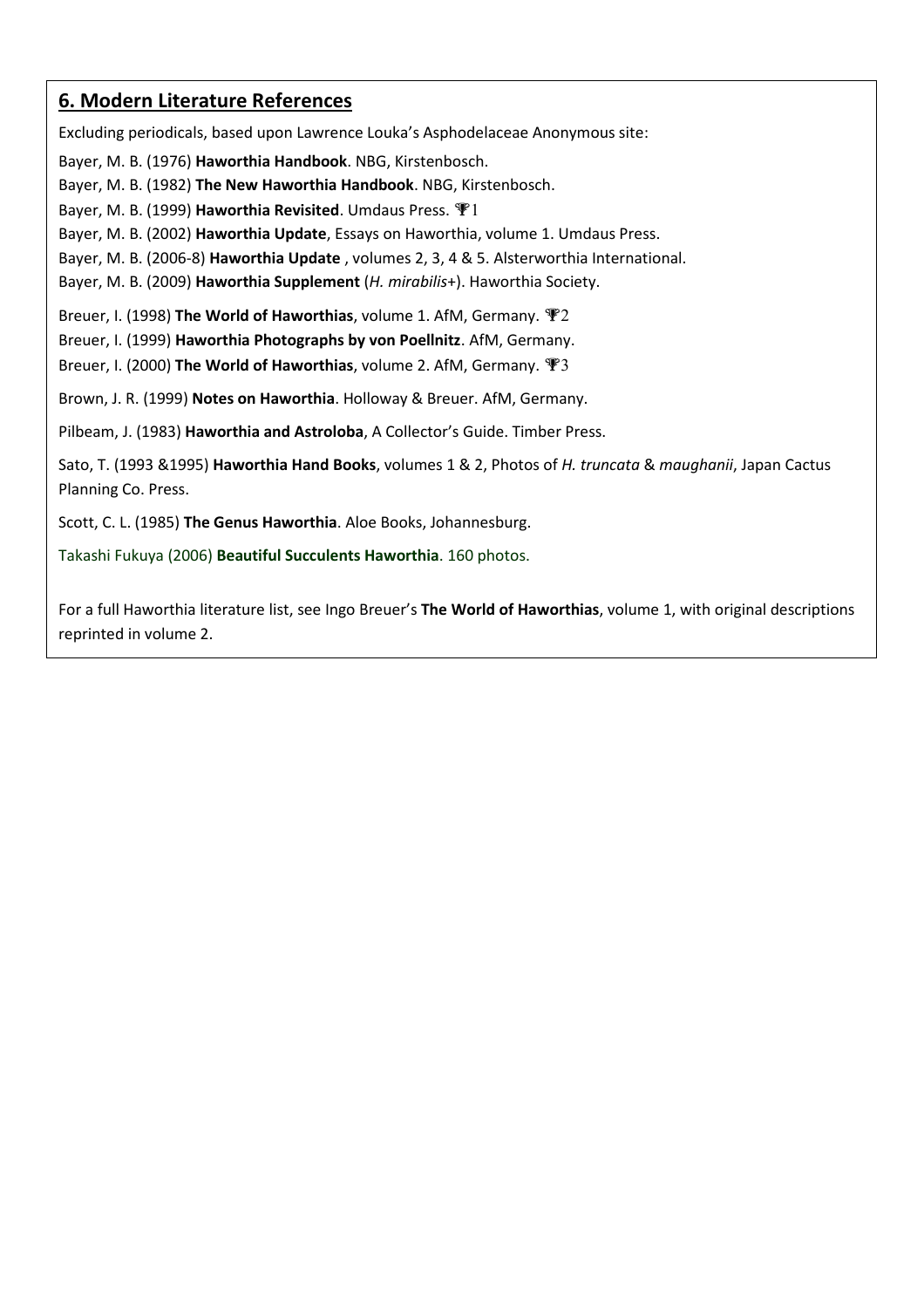## 6. Modern Literature References

Excluding periodicals, based upon Lawrence Louka's Asphodelaceae Anonymous site:

Bayer, M. B. (1976) **Haworthia Handbook**. NBG, Kirstenbosch.

Bayer, M. B. (1982) **The New Haworthia Handbook**. NBG, Kirstenbosch.

Bayer, M. B. (1999) **Haworthia Revisited**. Umdaus Press. 🏆1

Bayer, M. B. (2002) **Haworthia Update**, Essays on Haworthia, volume 1. Umdaus Press.

Bayer, M. B. (2006-8) **Haworthia Update** , volumes 2, 3, 4 & 5. Alsterworthia International.

Bayer, M. B. (2009) **Haworthia Supplement** (*H. mirabilis*+). Haworthia Society.

Breuer, I. (1998) **The World of Haworthias**, volume 1. AfM, Germany. 🏆2

Breuer, I. (1999) **Haworthia Photographs by von Poellnitz**. AfM, Germany.

Breuer, I. (2000) **The World of Haworthias**, volume 2. AfM, Germany. 🏆3

Brown, J. R. (1999) **Notes on Haworthia**. Holloway & Breuer. AfM, Germany.

Pilbeam, J. (1983) **Haworthia and Astroloba**, A Collector's Guide. Timber Press.

Sato, T. (1993 &1995) **Haworthia Hand Books**, volumes 1 & 2, Photos of *H. truncata* & *maughanii*, Japan Cactus Planning Co. Press.

Scott, C. L. (1985) **The Genus Haworthia**. Aloe Books, Johannesburg.

Takashi Fukuya (2006) **Beautiful Succulents Haworthia**. 160 photos.

For a full Haworthia literature list, see Ingo Breuer's **The World of Haworthias**, volume 1, with original descriptions reprinted in volume 2.